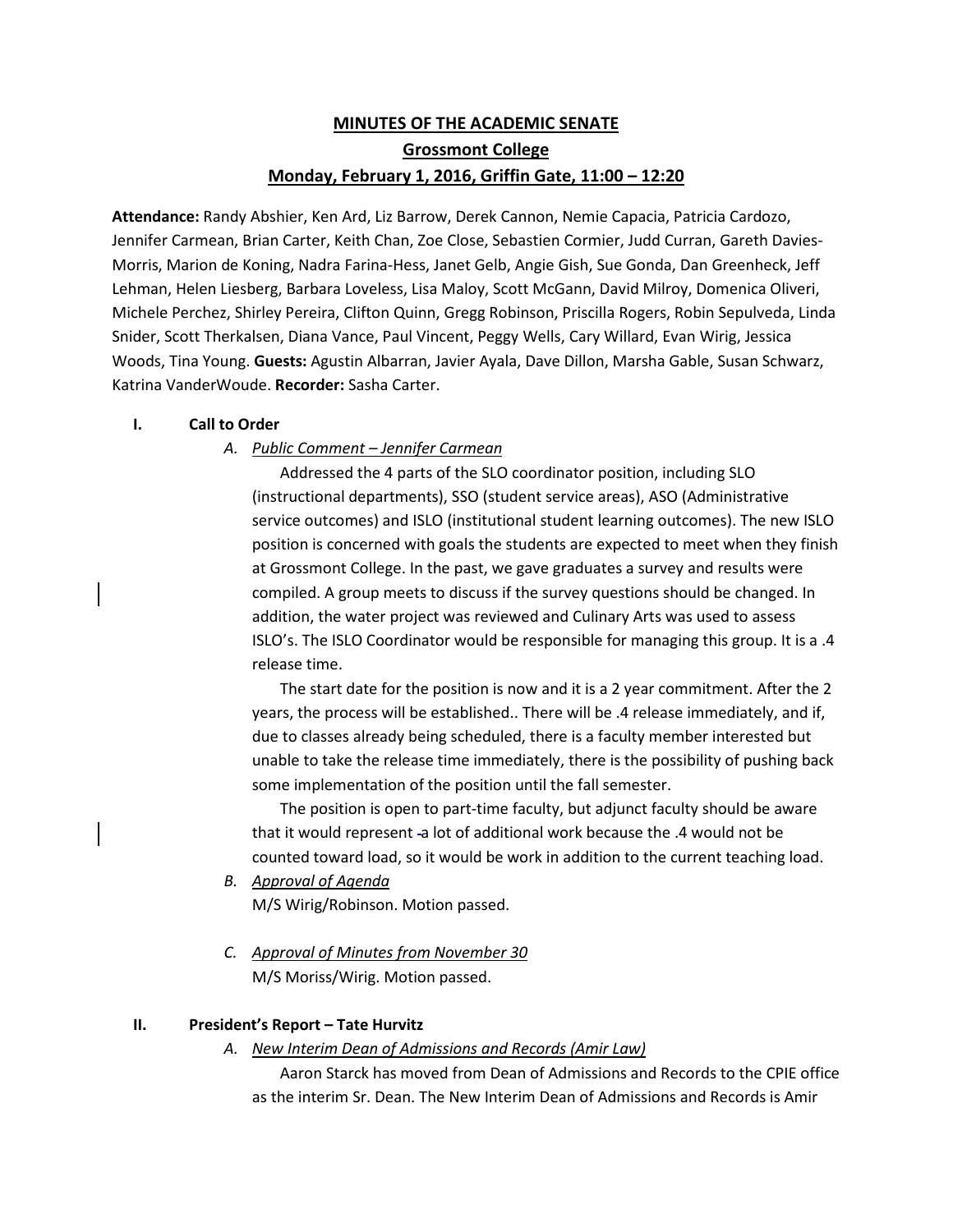# MINUTES OF THE ACADEMIC SENATE

## Grossmont College

### Monday, February 1, 2016, Griffin Gate, 11:00 – 12:20

**Attendance:** Randy Abshier, Ken Ard, Liz Barrow, Derek Cannon, Nemie Capacia, Patricia Cardozo, Jennifer Carmean, Brian Carter, Keith Chan, Zoe Close, Sebastien Cormier, Judd Curran, Gareth Davies-Morris, Marion de Koning, Nadra Farina-Hess, Janet Gelb, Angie Gish, Sue Gonda, Dan Greenheck, Jeff Lehman, Helen Liesberg, Barbara Loveless, Lisa Maloy, Scott McGann, David Milroy, Domenica Oliveri, Michele Perchez, Shirley Pereira, Clifton Quinn, Gregg Robinson, Priscilla Rogers, Robin Sepulveda, Linda Snider, Scott Therkalsen, Diana Vance, Paul Vincent, Peggy Wells, Cary Willard, Evan Wirig, Jessica Woods, Tina Young. **Guests:** Agustin Albarran, Javier Ayala, Dave Dillon, Marsha Gable, Susan Schwarz, Katrina VanderWoude. **Recorder:** Sasha Carter.

**I. Call to Order**

*A. Public Comment – Jennifer Carmean*

Addressed the 4 parts of the SLO coordinator position, including SLO (instructional departments), SSO (student service areas), ASO (Administrative service outcomes) and ISLO (institutional student learning outcomes). The new ISLO position is concerned with goals the students are expected to meet when they finish at Grossmont College. In the past, we gave graduates a survey and results were compiled. A group meets to discuss if the survey questions should be changed. In addition, the water project was reviewed and Culinary Arts was used to assess ISLO's. The ISLO Coordinator would be responsible for managing this group. It is a .4 release time.

The start date for the position is now and it is a 2 year commitment. After the 2 years, the process will be established.. There will be .4 release immediately, and if, due to classes already being scheduled, there is a faculty member interested but unable to take the release time immediately, there is the possibility of pushing back some implementation of the position until the fall semester.

The position is open to part-time faculty, but adjunct faculty should be aware that it would represent a lot of additional work because the .4 would not be counted toward load, so it would be work in addition to the current teaching load.

*B. Approval of Agenda*

M/S Wirig/Robinson. Motion passed.

*C. Approval of Minutes from November 30*

M/S Moriss/Wirig. Motion passed.

**II. President's Report – Tate Hurvitz**

*A. New Interim Dean of Admissions and Records (Amir Law)*

Aaron Starck has moved from Dean of Admissions and Records to the CPIE office as the interim Sr. Dean. The New Interim Dean of Admissions and Records is Amir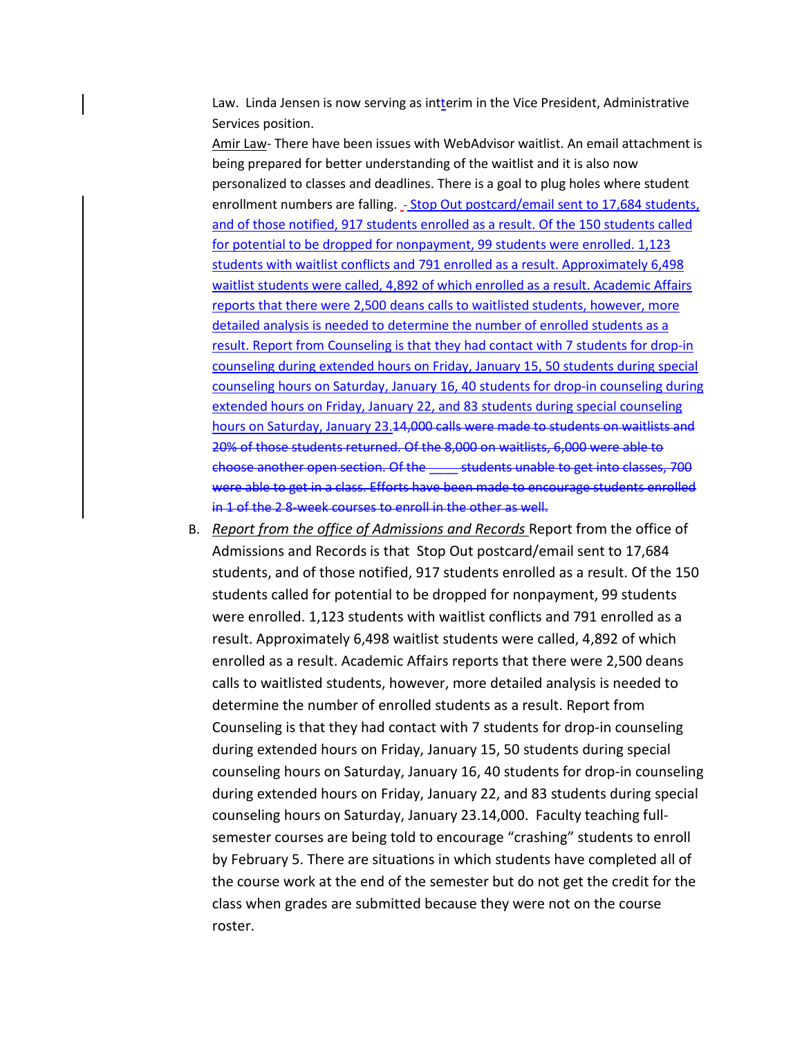Law. Linda Jensen is now serving as intterim in the Vice President, Administrative Services position.

Amir Law- There have been issues with WebAdvisor waitlist. An email attachment is being prepared for better understanding of the waitlist and it is also now personalized to classes and deadlines. There is a goal to plug holes where student enrollment numbers are falling. - Stop Out postcard/email sent to 17,684 students, and of those notified, 917 students enrolled as a result. Of the 150 students called for potential to be dropped for nonpayment, 99 students were enrolled. 1,123 students with waitlist conflicts and 791 enrolled as a result. Approximately 6,498 waitlist students were called, 4,892 of which enrolled as a result. Academic Affairs reports that there were 2,500 deans calls to waitlisted students, however, more detailed analysis is needed to determine the number of enrolled students as a result. Report from Counseling is that they had contact with 7 students for drop-in counseling during extended hours on Friday, January 15, 50 students during special counseling hours on Saturday, January 16, 40 students for drop-in counseling during extended hours on Friday, January 22, and 83 students during special counseling hours on Saturday, January 23.~~14,000 calls were made to students on waitlists and 20% of those students returned. Of the 8,000 on waitlists, 6,000 were able to choose another open section. Of the ____ students unable to get into classes, 700 were able to get in a class. Efforts have been made to encourage students enrolled in 1 of the 2 8-week courses to enroll in the other as well.~~

B. *Report from the office of Admissions and Records* Report from the office of Admissions and Records is that Stop Out postcard/email sent to 17,684 students, and of those notified, 917 students enrolled as a result. Of the 150 students called for potential to be dropped for nonpayment, 99 students were enrolled. 1,123 students with waitlist conflicts and 791 enrolled as a result. Approximately 6,498 waitlist students were called, 4,892 of which enrolled as a result. Academic Affairs reports that there were 2,500 deans calls to waitlisted students, however, more detailed analysis is needed to determine the number of enrolled students as a result. Report from Counseling is that they had contact with 7 students for drop-in counseling during extended hours on Friday, January 15, 50 students during special counseling hours on Saturday, January 16, 40 students for drop-in counseling during extended hours on Friday, January 22, and 83 students during special counseling hours on Saturday, January 23.14,000. Faculty teaching full-semester courses are being told to encourage "crashing" students to enroll by February 5. There are situations in which students have completed all of the course work at the end of the semester but do not get the credit for the class when grades are submitted because they were not on the course roster.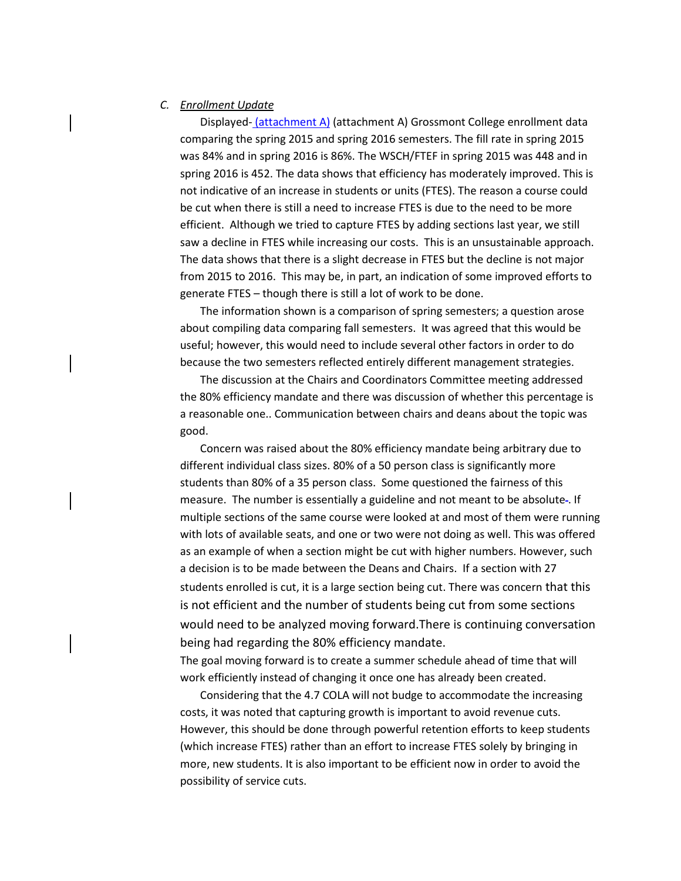### C. *Enrollment Update*

Displayed- (attachment A) (attachment A) Grossmont College enrollment data comparing the spring 2015 and spring 2016 semesters. The fill rate in spring 2015 was 84% and in spring 2016 is 86%. The WSCH/FTEF in spring 2015 was 448 and in spring 2016 is 452. The data shows that efficiency has moderately improved. This is not indicative of an increase in students or units (FTES). The reason a course could be cut when there is still a need to increase FTES is due to the need to be more efficient. Although we tried to capture FTES by adding sections last year, we still saw a decline in FTES while increasing our costs. This is an unsustainable approach. The data shows that there is a slight decrease in FTES but the decline is not major from 2015 to 2016. This may be, in part, an indication of some improved efforts to generate FTES – though there is still a lot of work to be done.

The information shown is a comparison of spring semesters; a question arose about compiling data comparing fall semesters. It was agreed that this would be useful; however, this would need to include several other factors in order to do because the two semesters reflected entirely different management strategies.

The discussion at the Chairs and Coordinators Committee meeting addressed the 80% efficiency mandate and there was discussion of whether this percentage is a reasonable one.. Communication between chairs and deans about the topic was good.

Concern was raised about the 80% efficiency mandate being arbitrary due to different individual class sizes. 80% of a 50 person class is significantly more students than 80% of a 35 person class. Some questioned the fairness of this measure. The number is essentially a guideline and not meant to be absolute-. If multiple sections of the same course were looked at and most of them were running with lots of available seats, and one or two were not doing as well. This was offered as an example of when a section might be cut with higher numbers. However, such a decision is to be made between the Deans and Chairs. If a section with 27 students enrolled is cut, it is a large section being cut. There was concern that this is not efficient and the number of students being cut from some sections would need to be analyzed moving forward.There is continuing conversation being had regarding the 80% efficiency mandate.

The goal moving forward is to create a summer schedule ahead of time that will work efficiently instead of changing it once one has already been created.

Considering that the 4.7 COLA will not budge to accommodate the increasing costs, it was noted that capturing growth is important to avoid revenue cuts. However, this should be done through powerful retention efforts to keep students (which increase FTES) rather than an effort to increase FTES solely by bringing in more, new students. It is also important to be efficient now in order to avoid the possibility of service cuts.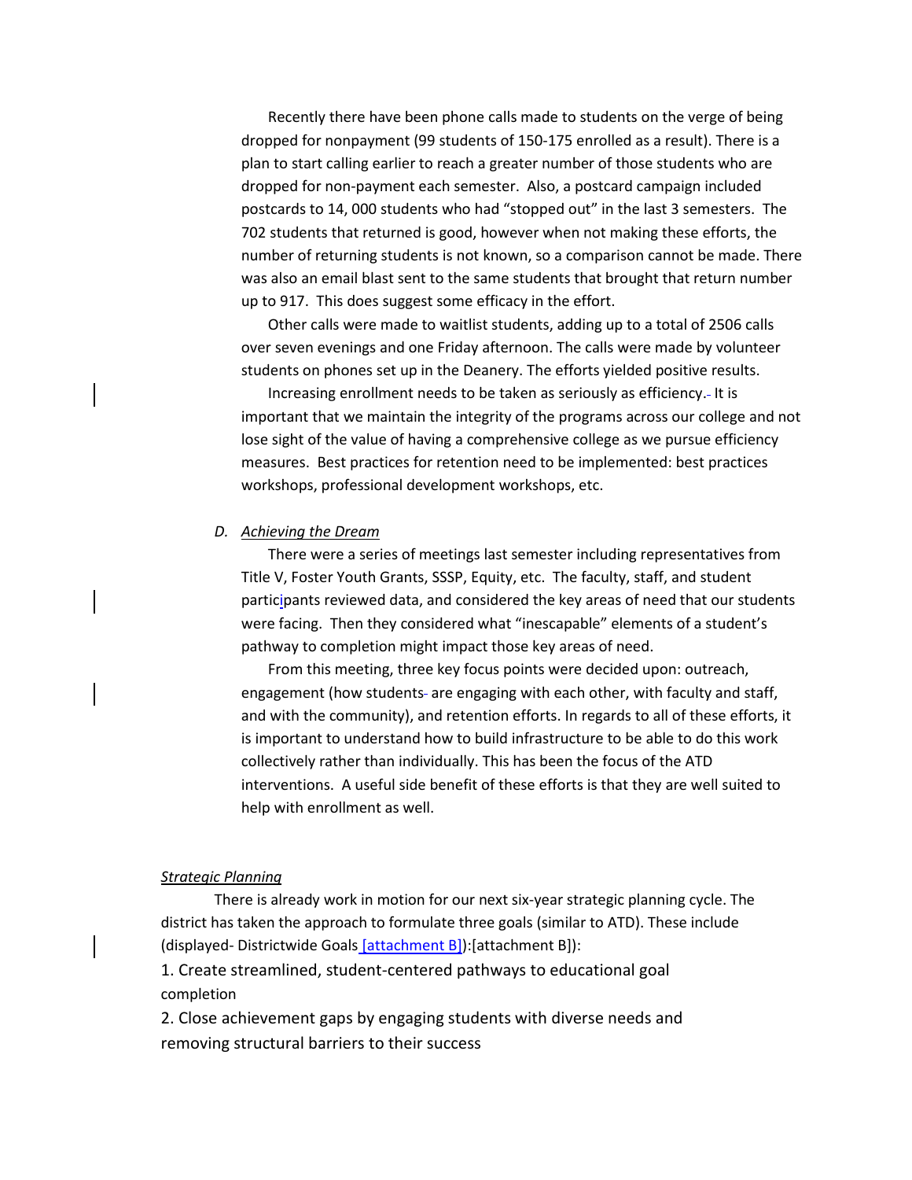Recently there have been phone calls made to students on the verge of being dropped for nonpayment (99 students of 150-175 enrolled as a result). There is a plan to start calling earlier to reach a greater number of those students who are dropped for non-payment each semester. Also, a postcard campaign included postcards to 14, 000 students who had "stopped out" in the last 3 semesters. The 702 students that returned is good, however when not making these efforts, the number of returning students is not known, so a comparison cannot be made. There was also an email blast sent to the same students that brought that return number up to 917. This does suggest some efficacy in the effort.

Other calls were made to waitlist students, adding up to a total of 2506 calls over seven evenings and one Friday afternoon. The calls were made by volunteer students on phones set up in the Deanery. The efforts yielded positive results.

Increasing enrollment needs to be taken as seriously as efficiency. It is important that we maintain the integrity of the programs across our college and not lose sight of the value of having a comprehensive college as we pursue efficiency measures. Best practices for retention need to be implemented: best practices workshops, professional development workshops, etc.

D. *Achieving the Dream*

There were a series of meetings last semester including representatives from Title V, Foster Youth Grants, SSSP, Equity, etc. The faculty, staff, and student participants reviewed data, and considered the key areas of need that our students were facing. Then they considered what "inescapable" elements of a student's pathway to completion might impact those key areas of need.

From this meeting, three key focus points were decided upon: outreach, engagement (how students are engaging with each other, with faculty and staff, and with the community), and retention efforts. In regards to all of these efforts, it is important to understand how to build infrastructure to be able to do this work collectively rather than individually. This has been the focus of the ATD interventions. A useful side benefit of these efforts is that they are well suited to help with enrollment as well.

*Strategic Planning*

There is already work in motion for our next six-year strategic planning cycle. The district has taken the approach to formulate three goals (similar to ATD). These include (displayed- Districtwide Goals [attachment B]):[attachment B]):

1. Create streamlined, student-centered pathways to educational goal completion
2. Close achievement gaps by engaging students with diverse needs and removing structural barriers to their success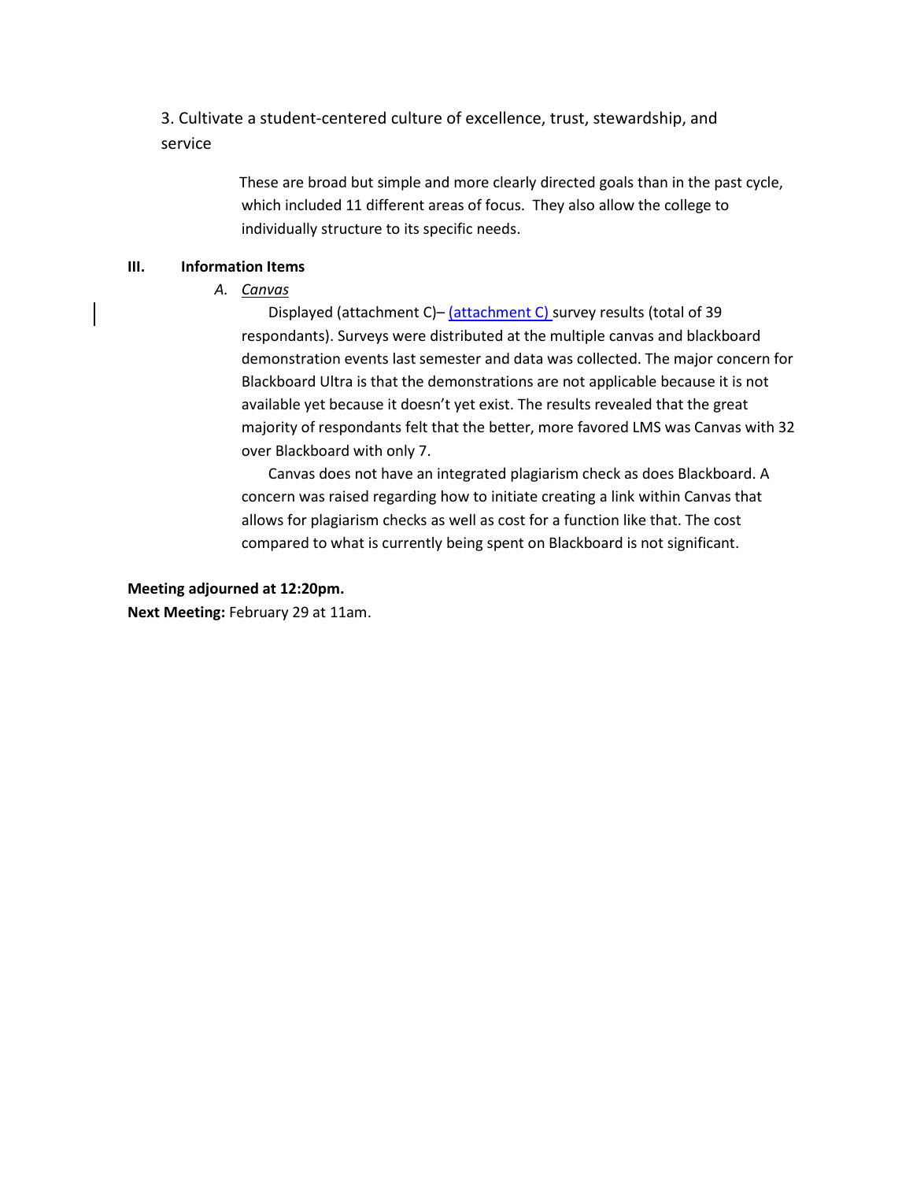3. Cultivate a student-centered culture of excellence, trust, stewardship, and service

These are broad but simple and more clearly directed goals than in the past cycle, which included 11 different areas of focus. They also allow the college to individually structure to its specific needs.

**III. Information Items**

*A. Canvas*

Displayed (attachment C)– (attachment C) survey results (total of 39 respondants). Surveys were distributed at the multiple canvas and blackboard demonstration events last semester and data was collected. The major concern for Blackboard Ultra is that the demonstrations are not applicable because it is not available yet because it doesn't yet exist. The results revealed that the great majority of respondants felt that the better, more favored LMS was Canvas with 32 over Blackboard with only 7.

Canvas does not have an integrated plagiarism check as does Blackboard. A concern was raised regarding how to initiate creating a link within Canvas that allows for plagiarism checks as well as cost for a function like that. The cost compared to what is currently being spent on Blackboard is not significant.

**Meeting adjourned at 12:20pm.**

**Next Meeting:** February 29 at 11am.